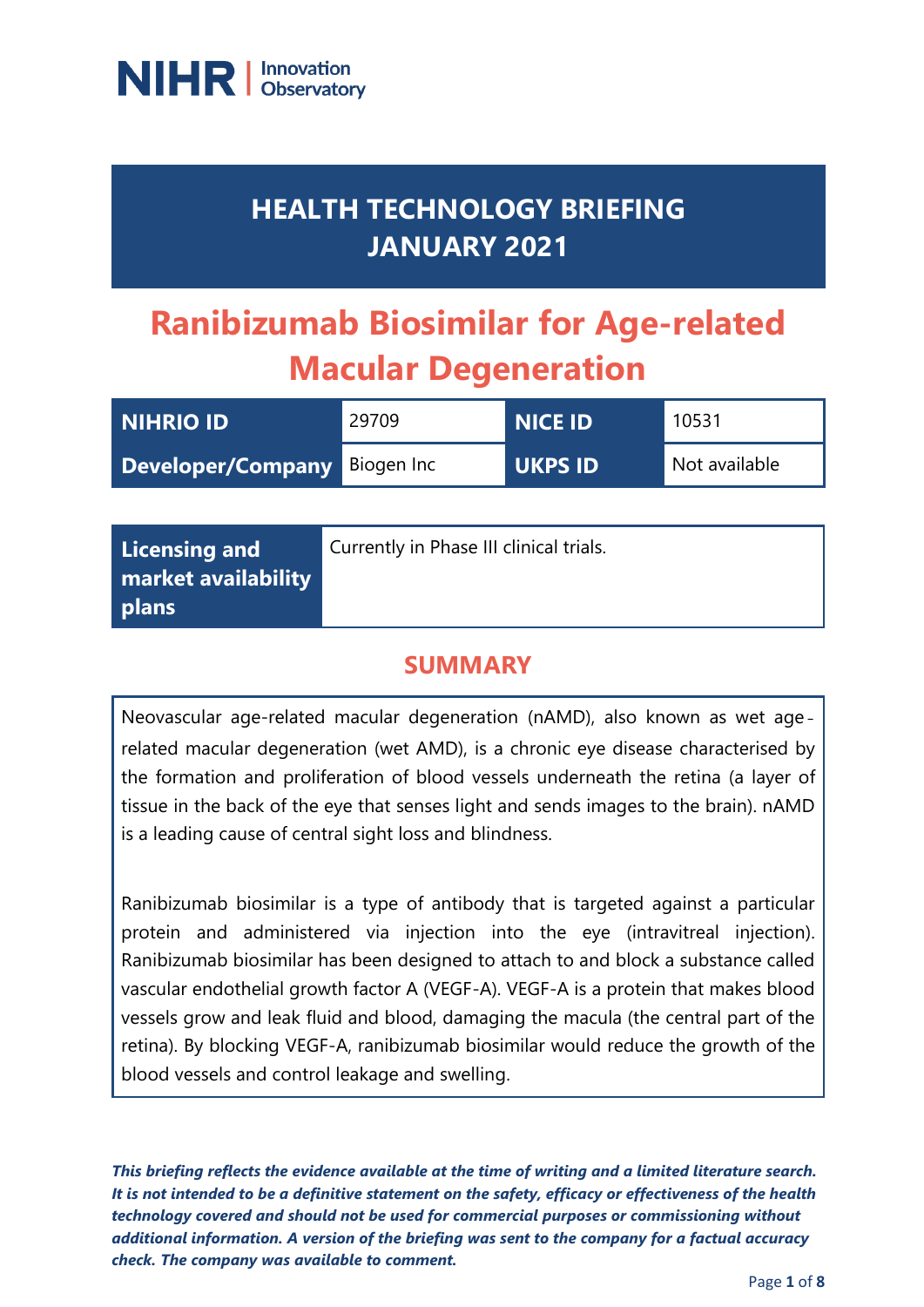NIHR | Innovation Observatory

# HEALTH TECHNOLOGY BRIEFING JANUARY 2021

# Ranibizumab Biosimilar for Age-related Macular Degeneration

| NIHRIO ID | 29709 | NICE ID | 10531 |
|---|---|---|---|
| Developer/Company | Biogen Inc | UKPS ID | Not available |

| Licensing and market availability plans | Currently in Phase III clinical trials. |
|---|---|

## SUMMARY

Neovascular age-related macular degeneration (nAMD), also known as wet age-related macular degeneration (wet AMD), is a chronic eye disease characterised by the formation and proliferation of blood vessels underneath the retina (a layer of tissue in the back of the eye that senses light and sends images to the brain). nAMD is a leading cause of central sight loss and blindness.

Ranibizumab biosimilar is a type of antibody that is targeted against a particular protein and administered via injection into the eye (intravitreal injection). Ranibizumab biosimilar has been designed to attach to and block a substance called vascular endothelial growth factor A (VEGF-A). VEGF-A is a protein that makes blood vessels grow and leak fluid and blood, damaging the macula (the central part of the retina). By blocking VEGF-A, ranibizumab biosimilar would reduce the growth of the blood vessels and control leakage and swelling.

***This briefing reflects the evidence available at the time of writing and a limited literature search. It is not intended to be a definitive statement on the safety, efficacy or effectiveness of the health technology covered and should not be used for commercial purposes or commissioning without additional information. A version of the briefing was sent to the company for a factual accuracy check. The company was available to comment.***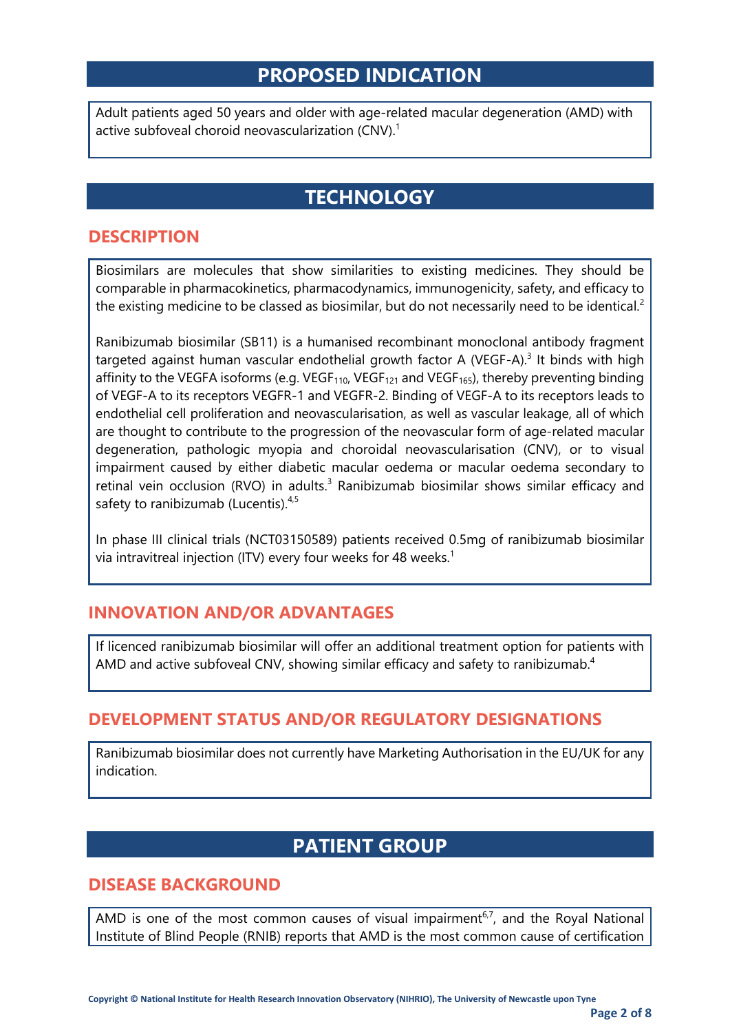# PROPOSED INDICATION

Adult patients aged 50 years and older with age-related macular degeneration (AMD) with active subfoveal choroid neovascularization (CNV).[1]

# TECHNOLOGY

## DESCRIPTION

Biosimilars are molecules that show similarities to existing medicines. They should be comparable in pharmacokinetics, pharmacodynamics, immunogenicity, safety, and efficacy to the existing medicine to be classed as biosimilar, but do not necessarily need to be identical.[2]

Ranibizumab biosimilar (SB11) is a humanised recombinant monoclonal antibody fragment targeted against human vascular endothelial growth factor A (VEGF-A).[3] It binds with high affinity to the VEGFA isoforms (e.g. $VEGF_{110}$, $VEGF_{121}$ and $VEGF_{165}$), thereby preventing binding of VEGF-A to its receptors VEGFR-1 and VEGFR-2. Binding of VEGF-A to its receptors leads to endothelial cell proliferation and neovascularisation, as well as vascular leakage, all of which are thought to contribute to the progression of the neovascular form of age-related macular degeneration, pathologic myopia and choroidal neovascularisation (CNV), or to visual impairment caused by either diabetic macular oedema or macular oedema secondary to retinal vein occlusion (RVO) in adults.[3] Ranibizumab biosimilar shows similar efficacy and safety to ranibizumab (Lucentis).[4,5]

In phase III clinical trials (NCT03150589) patients received 0.5mg of ranibizumab biosimilar via intravitreal injection (ITV) every four weeks for 48 weeks.[1]

## INNOVATION AND/OR ADVANTAGES

If licenced ranibizumab biosimilar will offer an additional treatment option for patients with AMD and active subfoveal CNV, showing similar efficacy and safety to ranibizumab.[4]

## DEVELOPMENT STATUS AND/OR REGULATORY DESIGNATIONS

Ranibizumab biosimilar does not currently have Marketing Authorisation in the EU/UK for any indication.

# PATIENT GROUP

## DISEASE BACKGROUND

AMD is one of the most common causes of visual impairment[6,7], and the Royal National Institute of Blind People (RNIB) reports that AMD is the most common cause of certification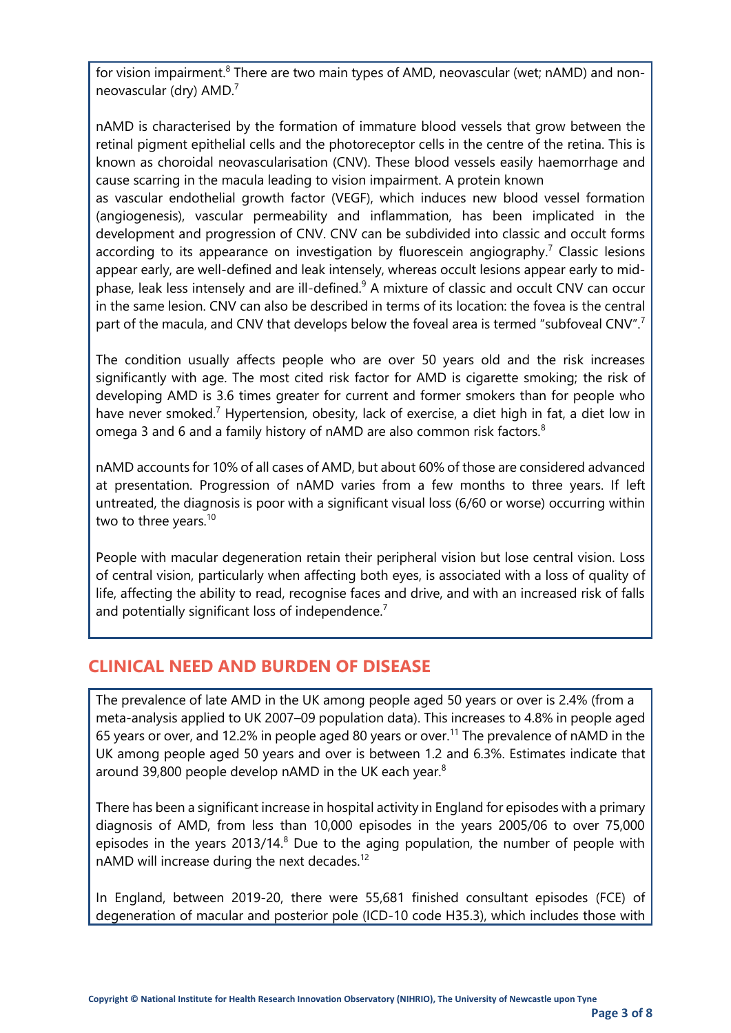for vision impairment.[8] There are two main types of AMD, neovascular (wet; nAMD) and non-neovascular (dry) AMD.[7]

nAMD is characterised by the formation of immature blood vessels that grow between the retinal pigment epithelial cells and the photoreceptor cells in the centre of the retina. This is known as choroidal neovascularisation (CNV). These blood vessels easily haemorrhage and cause scarring in the macula leading to vision impairment. A protein known as vascular endothelial growth factor (VEGF), which induces new blood vessel formation (angiogenesis), vascular permeability and inflammation, has been implicated in the development and progression of CNV. CNV can be subdivided into classic and occult forms according to its appearance on investigation by fluorescein angiography.[7] Classic lesions appear early, are well-defined and leak intensely, whereas occult lesions appear early to mid-phase, leak less intensely and are ill-defined.[9] A mixture of classic and occult CNV can occur in the same lesion. CNV can also be described in terms of its location: the fovea is the central part of the macula, and CNV that develops below the foveal area is termed "subfoveal CNV".[7]

The condition usually affects people who are over 50 years old and the risk increases significantly with age. The most cited risk factor for AMD is cigarette smoking; the risk of developing AMD is 3.6 times greater for current and former smokers than for people who have never smoked.[7] Hypertension, obesity, lack of exercise, a diet high in fat, a diet low in omega 3 and 6 and a family history of nAMD are also common risk factors.[8]

nAMD accounts for 10% of all cases of AMD, but about 60% of those are considered advanced at presentation. Progression of nAMD varies from a few months to three years. If left untreated, the diagnosis is poor with a significant visual loss (6/60 or worse) occurring within two to three years.[10]

People with macular degeneration retain their peripheral vision but lose central vision. Loss of central vision, particularly when affecting both eyes, is associated with a loss of quality of life, affecting the ability to read, recognise faces and drive, and with an increased risk of falls and potentially significant loss of independence.[7]

## CLINICAL NEED AND BURDEN OF DISEASE

The prevalence of late AMD in the UK among people aged 50 years or over is 2.4% (from a meta-analysis applied to UK 2007–09 population data). This increases to 4.8% in people aged 65 years or over, and 12.2% in people aged 80 years or over.[11] The prevalence of nAMD in the UK among people aged 50 years and over is between 1.2 and 6.3%. Estimates indicate that around 39,800 people develop nAMD in the UK each year.[8]

There has been a significant increase in hospital activity in England for episodes with a primary diagnosis of AMD, from less than 10,000 episodes in the years 2005/06 to over 75,000 episodes in the years 2013/14.[8] Due to the aging population, the number of people with nAMD will increase during the next decades.[12]

In England, between 2019-20, there were 55,681 finished consultant episodes (FCE) of degeneration of macular and posterior pole (ICD-10 code H35.3), which includes those with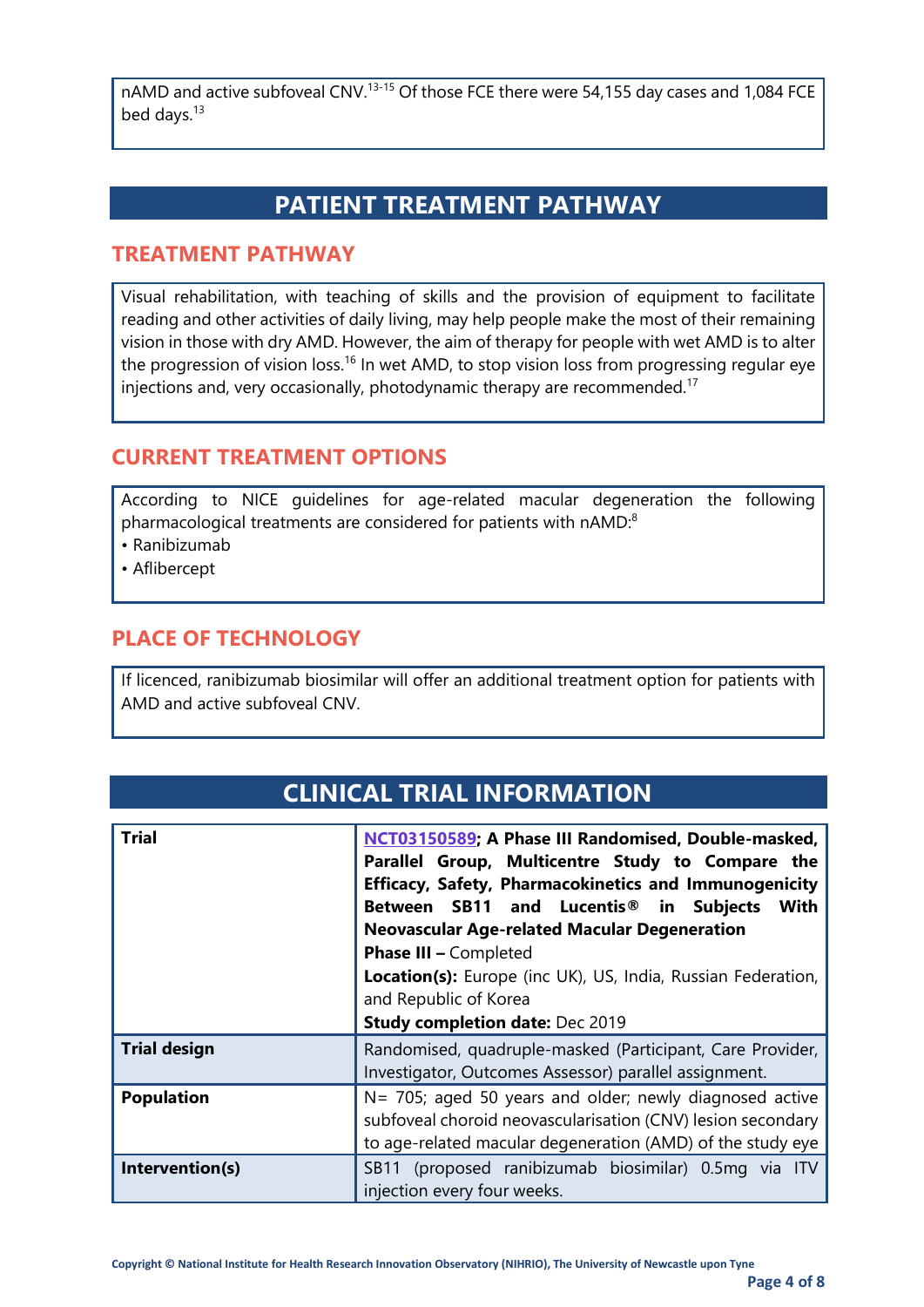nAMD and active subfoveal CNV.[13-15] Of those FCE there were 54,155 day cases and 1,084 FCE bed days.[13]

# PATIENT TREATMENT PATHWAY

## TREATMENT PATHWAY

Visual rehabilitation, with teaching of skills and the provision of equipment to facilitate reading and other activities of daily living, may help people make the most of their remaining vision in those with dry AMD. However, the aim of therapy for people with wet AMD is to alter the progression of vision loss.[16] In wet AMD, to stop vision loss from progressing regular eye injections and, very occasionally, photodynamic therapy are recommended.[17]

## CURRENT TREATMENT OPTIONS

According to NICE guidelines for age-related macular degeneration the following pharmacological treatments are considered for patients with nAMD:[8]

- Ranibizumab
- Aflibercept

## PLACE OF TECHNOLOGY

If licenced, ranibizumab biosimilar will offer an additional treatment option for patients with AMD and active subfoveal CNV.

# CLINICAL TRIAL INFORMATION

| | |
|---|---|
| **Trial** | **NCT03150589; A Phase III Randomised, Double-masked, Parallel Group, Multicentre Study to Compare the Efficacy, Safety, Pharmacokinetics and Immunogenicity Between SB11 and Lucentis® in Subjects With Neovascular Age-related Macular Degeneration**<br>**Phase III –** Completed<br>**Location(s):** Europe (inc UK), US, India, Russian Federation, and Republic of Korea<br>**Study completion date:** Dec 2019 |
| **Trial design** | Randomised, quadruple-masked (Participant, Care Provider, Investigator, Outcomes Assessor) parallel assignment. |
| **Population** | N= 705; aged 50 years and older; newly diagnosed active subfoveal choroid neovascularisation (CNV) lesion secondary to age-related macular degeneration (AMD) of the study eye |
| **Intervention(s)** | SB11 (proposed ranibizumab biosimilar) 0.5mg via ITV injection every four weeks. |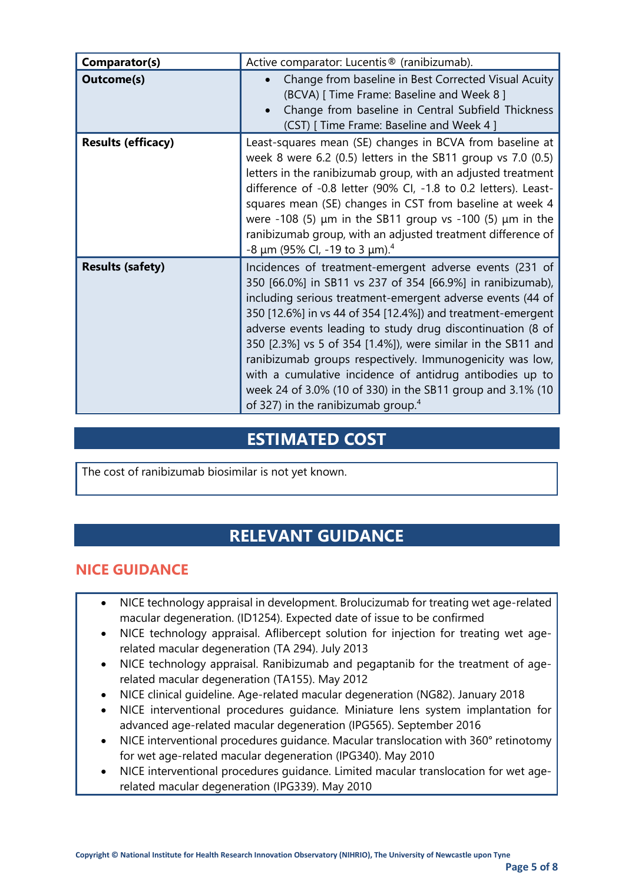| | |
|---|---|
| **Comparator(s)** | Active comparator: Lucentis® (ranibizumab). |
| **Outcome(s)** | • Change from baseline in Best Corrected Visual Acuity (BCVA) [ Time Frame: Baseline and Week 8 ]<br>• Change from baseline in Central Subfield Thickness (CST) [ Time Frame: Baseline and Week 4 ] |
| **Results (efficacy)** | Least-squares mean (SE) changes in BCVA from baseline at week 8 were 6.2 (0.5) letters in the SB11 group vs 7.0 (0.5) letters in the ranibizumab group, with an adjusted treatment difference of -0.8 letter (90% CI, -1.8 to 0.2 letters). Least-squares mean (SE) changes in CST from baseline at week 4 were -108 (5) µm in the SB11 group vs -100 (5) µm in the ranibizumab group, with an adjusted treatment difference of -8 µm (95% CI, -19 to 3 µm).[4] |
| **Results (safety)** | Incidences of treatment-emergent adverse events (231 of 350 [66.0%] in SB11 vs 237 of 354 [66.9%] in ranibizumab), including serious treatment-emergent adverse events (44 of 350 [12.6%] in vs 44 of 354 [12.4%]) and treatment-emergent adverse events leading to study drug discontinuation (8 of 350 [2.3%] vs 5 of 354 [1.4%]), were similar in the SB11 and ranibizumab groups respectively. Immunogenicity was low, with a cumulative incidence of antidrug antibodies up to week 24 of 3.0% (10 of 330) in the SB11 group and 3.1% (10 of 327) in the ranibizumab group.[4] |

# ESTIMATED COST

The cost of ranibizumab biosimilar is not yet known.

# RELEVANT GUIDANCE

## NICE GUIDANCE

- NICE technology appraisal in development. Brolucizumab for treating wet age-related macular degeneration. (ID1254). Expected date of issue to be confirmed
- NICE technology appraisal. Aflibercept solution for injection for treating wet age-related macular degeneration (TA 294). July 2013
- NICE technology appraisal. Ranibizumab and pegaptanib for the treatment of age-related macular degeneration (TA155). May 2012
- NICE clinical guideline. Age-related macular degeneration (NG82). January 2018
- NICE interventional procedures guidance. Miniature lens system implantation for advanced age-related macular degeneration (IPG565). September 2016
- NICE interventional procedures guidance. Macular translocation with 360° retinotomy for wet age-related macular degeneration (IPG340). May 2010
- NICE interventional procedures guidance. Limited macular translocation for wet age-related macular degeneration (IPG339). May 2010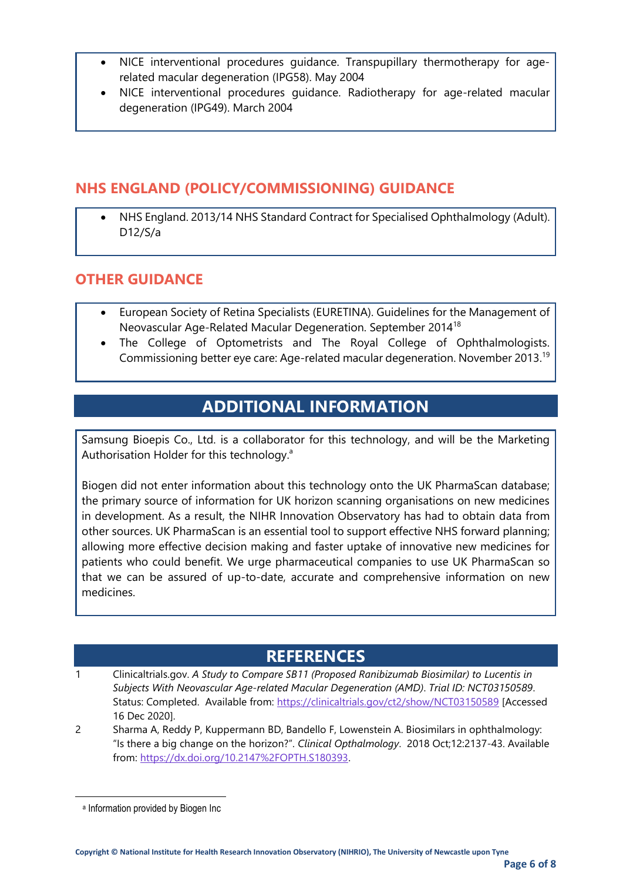- NICE interventional procedures guidance. Transpupillary thermotherapy for age-related macular degeneration (IPG58). May 2004
- NICE interventional procedures guidance. Radiotherapy for age-related macular degeneration (IPG49). March 2004

## NHS ENGLAND (POLICY/COMMISSIONING) GUIDANCE

- NHS England. 2013/14 NHS Standard Contract for Specialised Ophthalmology (Adult). D12/S/a

## OTHER GUIDANCE

- European Society of Retina Specialists (EURETINA). Guidelines for the Management of Neovascular Age-Related Macular Degeneration. September 2014[18]
- The College of Optometrists and The Royal College of Ophthalmologists. Commissioning better eye care: Age-related macular degeneration. November 2013.[19]

## ADDITIONAL INFORMATION

Samsung Bioepis Co., Ltd. is a collaborator for this technology, and will be the Marketing Authorisation Holder for this technology.[a]

Biogen did not enter information about this technology onto the UK PharmaScan database; the primary source of information for UK horizon scanning organisations on new medicines in development. As a result, the NIHR Innovation Observatory has had to obtain data from other sources. UK PharmaScan is an essential tool to support effective NHS forward planning; allowing more effective decision making and faster uptake of innovative new medicines for patients who could benefit. We urge pharmaceutical companies to use UK PharmaScan so that we can be assured of up-to-date, accurate and comprehensive information on new medicines.

## REFERENCES

1. Clinicaltrials.gov. *A Study to Compare SB11 (Proposed Ranibizumab Biosimilar) to Lucentis in Subjects With Neovascular Age-related Macular Degeneration (AMD). Trial ID: NCT03150589*. Status: Completed. Available from: https://clinicaltrials.gov/ct2/show/NCT03150589 [Accessed 16 Dec 2020].
2. Sharma A, Reddy P, Kuppermann BD, Bandello F, Lowenstein A. Biosimilars in ophthalmology: "Is there a big change on the horizon?". *Clinical Opthalmology*. 2018 Oct;12:2137-43. Available from: https://dx.doi.org/10.2147%2FOPTH.S180393.

[a] Information provided by Biogen Inc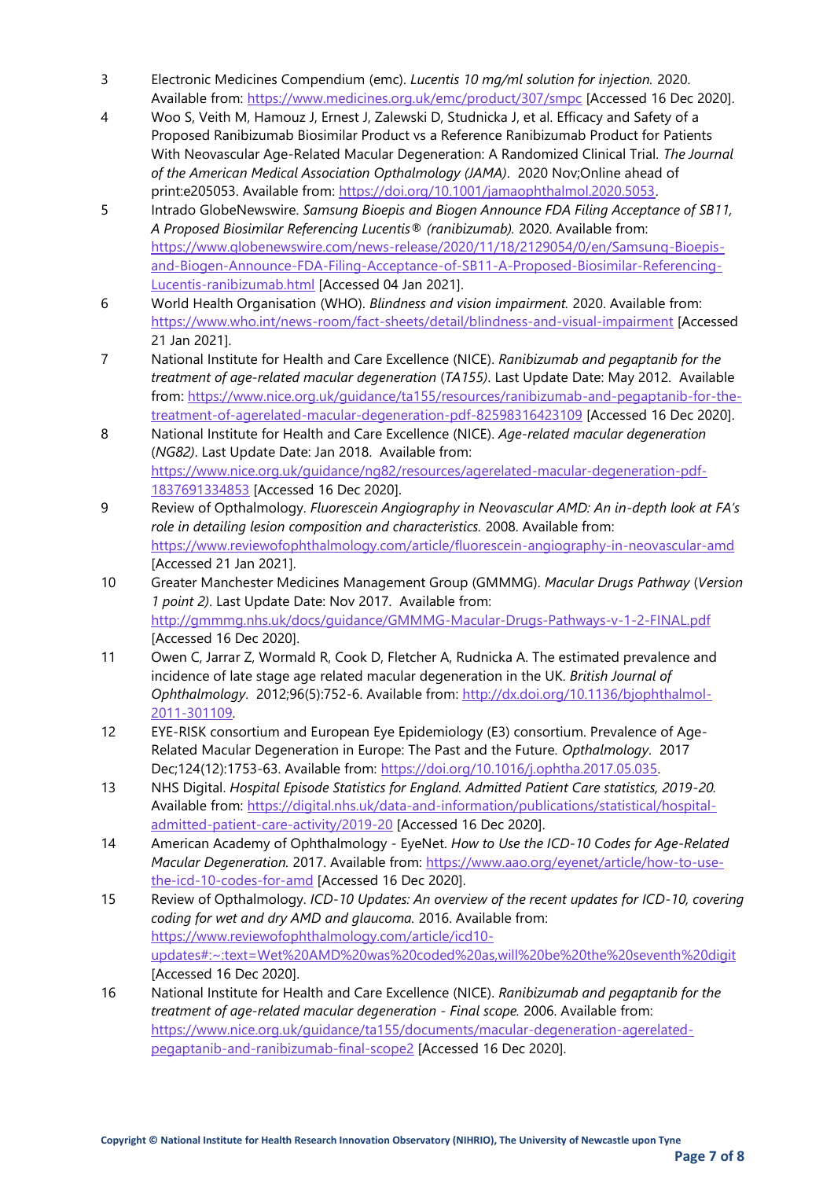3. Electronic Medicines Compendium (emc). *Lucentis 10 mg/ml solution for injection.* 2020. Available from: https://www.medicines.org.uk/emc/product/307/smpc [Accessed 16 Dec 2020].
4. Woo S, Veith M, Hamouz J, Ernest J, Zalewski D, Studnicka J, et al. Efficacy and Safety of a Proposed Ranibizumab Biosimilar Product vs a Reference Ranibizumab Product for Patients With Neovascular Age-Related Macular Degeneration: A Randomized Clinical Trial. *The Journal of the American Medical Association Opthalmology (JAMA)*. 2020 Nov;Online ahead of print:e205053. Available from: https://doi.org/10.1001/jamaophthalmol.2020.5053.
5. Intrado GlobeNewswire. *Samsung Bioepis and Biogen Announce FDA Filing Acceptance of SB11, A Proposed Biosimilar Referencing Lucentis® (ranibizumab).* 2020. Available from: https://www.globenewswire.com/news-release/2020/11/18/2129054/0/en/Samsung-Bioepis-and-Biogen-Announce-FDA-Filing-Acceptance-of-SB11-A-Proposed-Biosimilar-Referencing-Lucentis-ranibizumab.html [Accessed 04 Jan 2021].
6. World Health Organisation (WHO). *Blindness and vision impairment.* 2020. Available from: https://www.who.int/news-room/fact-sheets/detail/blindness-and-visual-impairment [Accessed 21 Jan 2021].
7. National Institute for Health and Care Excellence (NICE). *Ranibizumab and pegaptanib for the treatment of age-related macular degeneration* (*TA155*). Last Update Date: May 2012. Available from: https://www.nice.org.uk/guidance/ta155/resources/ranibizumab-and-pegaptanib-for-the-treatment-of-agerelated-macular-degeneration-pdf-82598316423109 [Accessed 16 Dec 2020].
8. National Institute for Health and Care Excellence (NICE). *Age-related macular degeneration* (*NG82*). Last Update Date: Jan 2018. Available from: https://www.nice.org.uk/guidance/ng82/resources/agerelated-macular-degeneration-pdf-1837691334853 [Accessed 16 Dec 2020].
9. Review of Opthalmology. *Fluorescein Angiography in Neovascular AMD: An in-depth look at FA's role in detailing lesion composition and characteristics.* 2008. Available from: https://www.reviewofophthalmology.com/article/fluorescein-angiography-in-neovascular-amd [Accessed 21 Jan 2021].
10. Greater Manchester Medicines Management Group (GMMMG). *Macular Drugs Pathway* (*Version 1 point 2)*. Last Update Date: Nov 2017. Available from: http://gmmmg.nhs.uk/docs/guidance/GMMMG-Macular-Drugs-Pathways-v-1-2-FINAL.pdf [Accessed 16 Dec 2020].
11. Owen C, Jarrar Z, Wormald R, Cook D, Fletcher A, Rudnicka A. The estimated prevalence and incidence of late stage age related macular degeneration in the UK. *British Journal of Ophthalmology*. 2012;96(5):752-6. Available from: http://dx.doi.org/10.1136/bjophthalmol-2011-301109.
12. EYE-RISK consortium and European Eye Epidemiology (E3) consortium. Prevalence of Age-Related Macular Degeneration in Europe: The Past and the Future. *Opthalmology*. 2017 Dec;124(12):1753-63. Available from: https://doi.org/10.1016/j.ophtha.2017.05.035.
13. NHS Digital. *Hospital Episode Statistics for England. Admitted Patient Care statistics, 2019-20.* Available from: https://digital.nhs.uk/data-and-information/publications/statistical/hospital-admitted-patient-care-activity/2019-20 [Accessed 16 Dec 2020].
14. American Academy of Ophthalmology - EyeNet. *How to Use the ICD-10 Codes for Age-Related Macular Degeneration.* 2017. Available from: https://www.aao.org/eyenet/article/how-to-use-the-icd-10-codes-for-amd [Accessed 16 Dec 2020].
15. Review of Opthalmology. *ICD-10 Updates: An overview of the recent updates for ICD-10, covering coding for wet and dry AMD and glaucoma.* 2016. Available from: https://www.reviewofophthalmology.com/article/icd10-updates#:~:text=Wet%20AMD%20was%20coded%20as,will%20be%20the%20seventh%20digit [Accessed 16 Dec 2020].
16. National Institute for Health and Care Excellence (NICE). *Ranibizumab and pegaptanib for the treatment of age-related macular degeneration - Final scope.* 2006. Available from: https://www.nice.org.uk/guidance/ta155/documents/macular-degeneration-agerelated-pegaptanib-and-ranibizumab-final-scope2 [Accessed 16 Dec 2020].

**Copyright © National Institute for Health Research Innovation Observatory (NIHRIO), The University of Newcastle upon Tyne**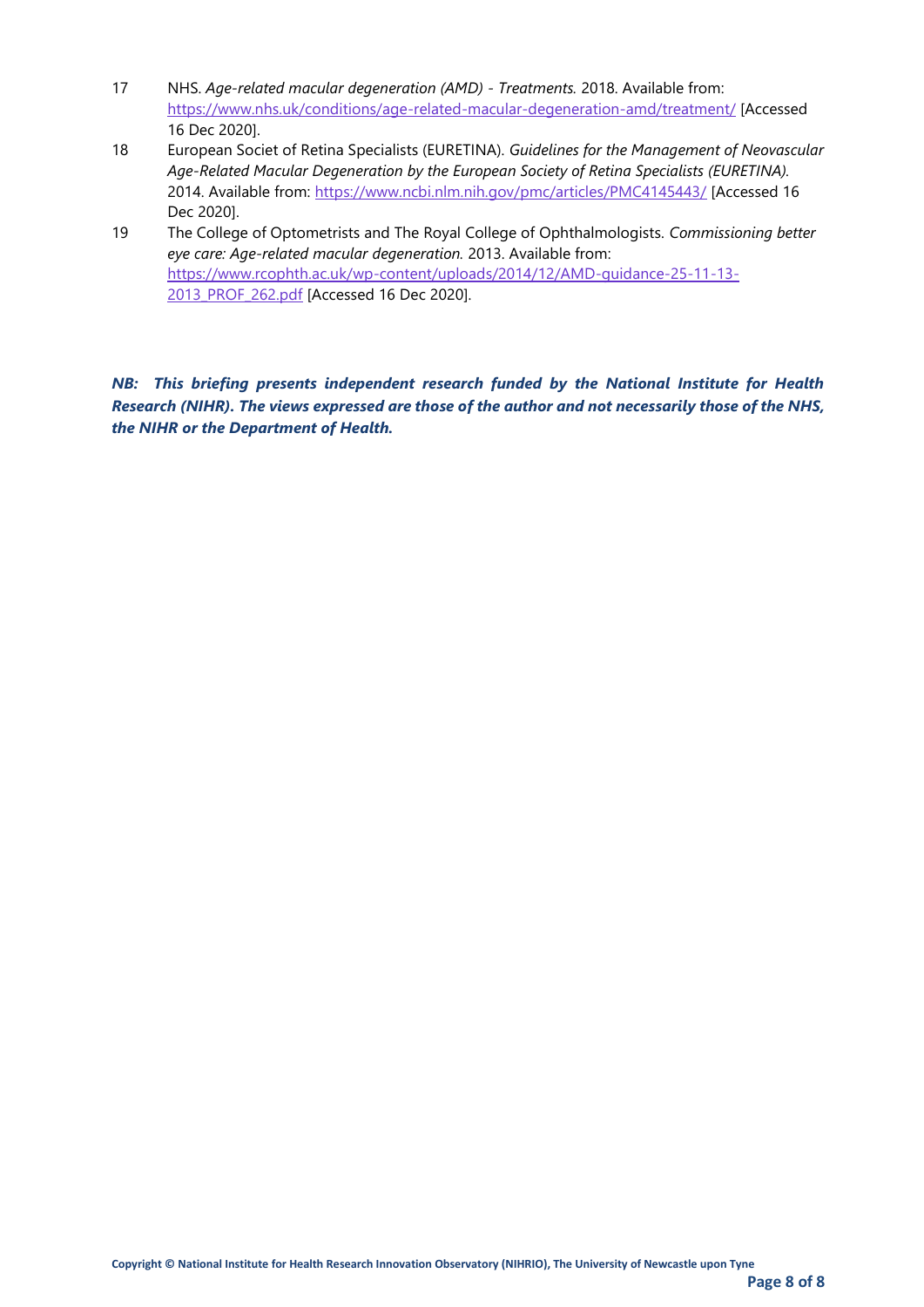17 NHS. *Age-related macular degeneration (AMD) - Treatments.* 2018. Available from: https://www.nhs.uk/conditions/age-related-macular-degeneration-amd/treatment/ [Accessed 16 Dec 2020].

18 European Societ of Retina Specialists (EURETINA). *Guidelines for the Management of Neovascular Age-Related Macular Degeneration by the European Society of Retina Specialists (EURETINA).* 2014. Available from: https://www.ncbi.nlm.nih.gov/pmc/articles/PMC4145443/ [Accessed 16 Dec 2020].

19 The College of Optometrists and The Royal College of Ophthalmologists. *Commissioning better eye care: Age-related macular degeneration.* 2013. Available from: https://www.rcophth.ac.uk/wp-content/uploads/2014/12/AMD-guidance-25-11-13-2013_PROF_262.pdf [Accessed 16 Dec 2020].

***NB: This briefing presents independent research funded by the National Institute for Health Research (NIHR). The views expressed are those of the author and not necessarily those of the NHS, the NIHR or the Department of Health.***

**Copyright © National Institute for Health Research Innovation Observatory (NIHRIO), The University of Newcastle upon Tyne**